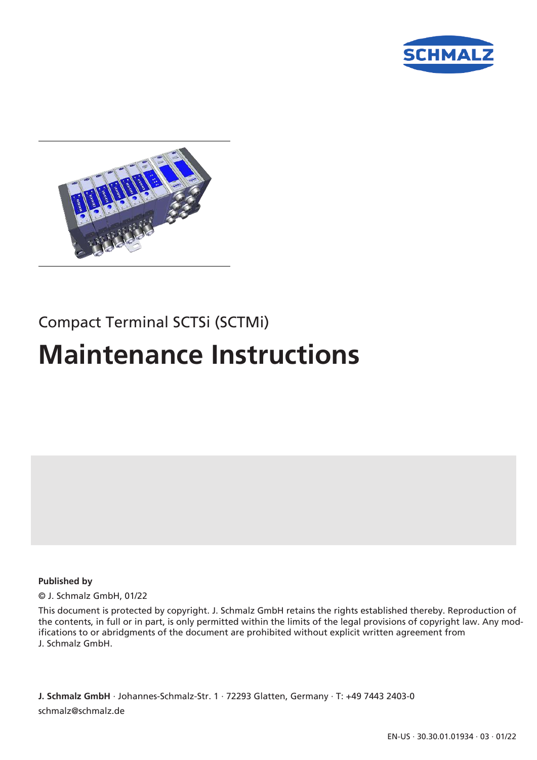Compact Terminal SCTSi (SCTMi)

# Maintenance Instructions

**Published by**

© J. Schmalz GmbH, 01/22

This document is protected by copyright. J. Schmalz GmbH retains the rights established thereby. Reproduction of the contents, in full or in part, is only permitted within the limits of the legal provisions of copyright law. Any modifications to or abridgments of the document are prohibited without explicit written agreement from J. Schmalz GmbH.

**J. Schmalz GmbH** · Johannes-Schmalz-Str. 1 · 72293 Glatten, Germany · T: +49 7443 2403-0

schmalz@schmalz.de

EN-US · 30.30.01.01934 · 03 · 01/22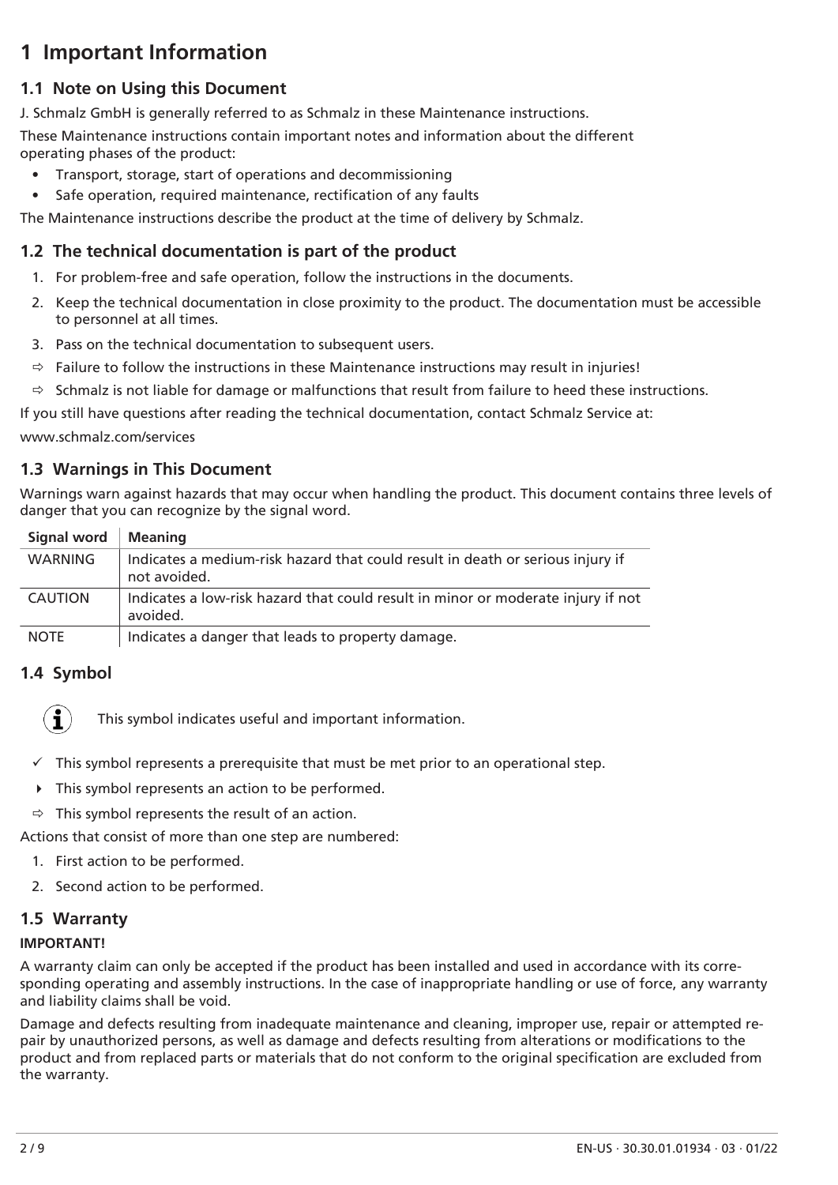# 1 Important Information

## 1.1 Note on Using this Document

J. Schmalz GmbH is generally referred to as Schmalz in these Maintenance instructions.

These Maintenance instructions contain important notes and information about the different operating phases of the product:

- Transport, storage, start of operations and decommissioning
- Safe operation, required maintenance, rectification of any faults

The Maintenance instructions describe the product at the time of delivery by Schmalz.

## 1.2 The technical documentation is part of the product

1. For problem-free and safe operation, follow the instructions in the documents.
2. Keep the technical documentation in close proximity to the product. The documentation must be accessible to personnel at all times.
3. Pass on the technical documentation to subsequent users.

⇨ Failure to follow the instructions in these Maintenance instructions may result in injuries!

⇨ Schmalz is not liable for damage or malfunctions that result from failure to heed these instructions.

If you still have questions after reading the technical documentation, contact Schmalz Service at:

www.schmalz.com/services

## 1.3 Warnings in This Document

Warnings warn against hazards that may occur when handling the product. This document contains three levels of danger that you can recognize by the signal word.

| Signal word | Meaning |
|---|---|
| WARNING | Indicates a medium-risk hazard that could result in death or serious injury if not avoided. |
| CAUTION | Indicates a low-risk hazard that could result in minor or moderate injury if not avoided. |
| NOTE | Indicates a danger that leads to property damage. |

## 1.4 Symbol

This symbol indicates useful and important information.

✓ This symbol represents a prerequisite that must be met prior to an operational step.

▸ This symbol represents an action to be performed.

⇨ This symbol represents the result of an action.

Actions that consist of more than one step are numbered:

1. First action to be performed.
2. Second action to be performed.

## 1.5 Warranty

**IMPORTANT!**

A warranty claim can only be accepted if the product has been installed and used in accordance with its corresponding operating and assembly instructions. In the case of inappropriate handling or use of force, any warranty and liability claims shall be void.

Damage and defects resulting from inadequate maintenance and cleaning, improper use, repair or attempted repair by unauthorized persons, as well as damage and defects resulting from alterations or modifications to the product and from replaced parts or materials that do not conform to the original specification are excluded from the warranty.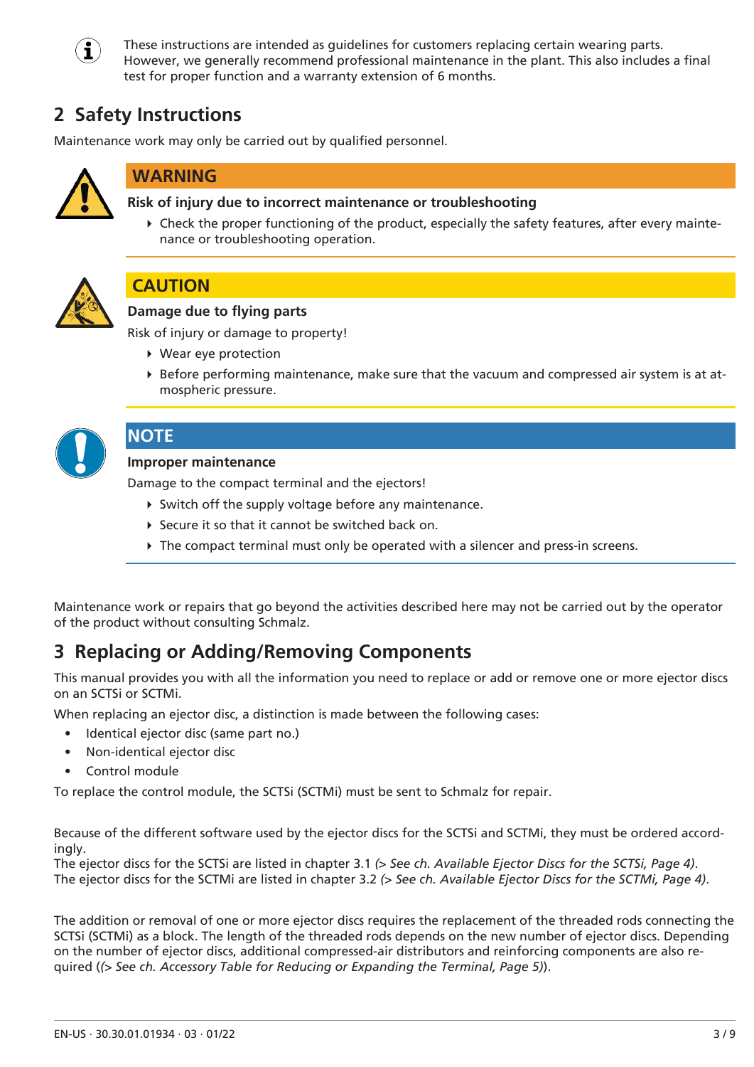These instructions are intended as guidelines for customers replacing certain wearing parts. However, we generally recommend professional maintenance in the plant. This also includes a final test for proper function and a warranty extension of 6 months.

## 2 Safety Instructions

Maintenance work may only be carried out by qualified personnel.

**WARNING**

**Risk of injury due to incorrect maintenance or troubleshooting**

- Check the proper functioning of the product, especially the safety features, after every maintenance or troubleshooting operation.

**CAUTION**

**Damage due to flying parts**

Risk of injury or damage to property!

- Wear eye protection
- Before performing maintenance, make sure that the vacuum and compressed air system is at atmospheric pressure.

**NOTE**

**Improper maintenance**

Damage to the compact terminal and the ejectors!

- Switch off the supply voltage before any maintenance.
- Secure it so that it cannot be switched back on.
- The compact terminal must only be operated with a silencer and press-in screens.

Maintenance work or repairs that go beyond the activities described here may not be carried out by the operator of the product without consulting Schmalz.

## 3 Replacing or Adding/Removing Components

This manual provides you with all the information you need to replace or add or remove one or more ejector discs on an SCTSi or SCTMi.

When replacing an ejector disc, a distinction is made between the following cases:

- Identical ejector disc (same part no.)
- Non-identical ejector disc
- Control module

To replace the control module, the SCTSi (SCTMi) must be sent to Schmalz for repair.

Because of the different software used by the ejector discs for the SCTSi and SCTMi, they must be ordered accordingly.
The ejector discs for the SCTSi are listed in chapter 3.1 *(> See ch. Available Ejector Discs for the SCTSi, Page 4)*.
The ejector discs for the SCTMi are listed in chapter 3.2 *(> See ch. Available Ejector Discs for the SCTMi, Page 4)*.

The addition or removal of one or more ejector discs requires the replacement of the threaded rods connecting the SCTSi (SCTMi) as a block. The length of the threaded rods depends on the new number of ejector discs. Depending on the number of ejector discs, additional compressed-air distributors and reinforcing components are also required (*(> See ch. Accessory Table for Reducing or Expanding the Terminal, Page 5)*).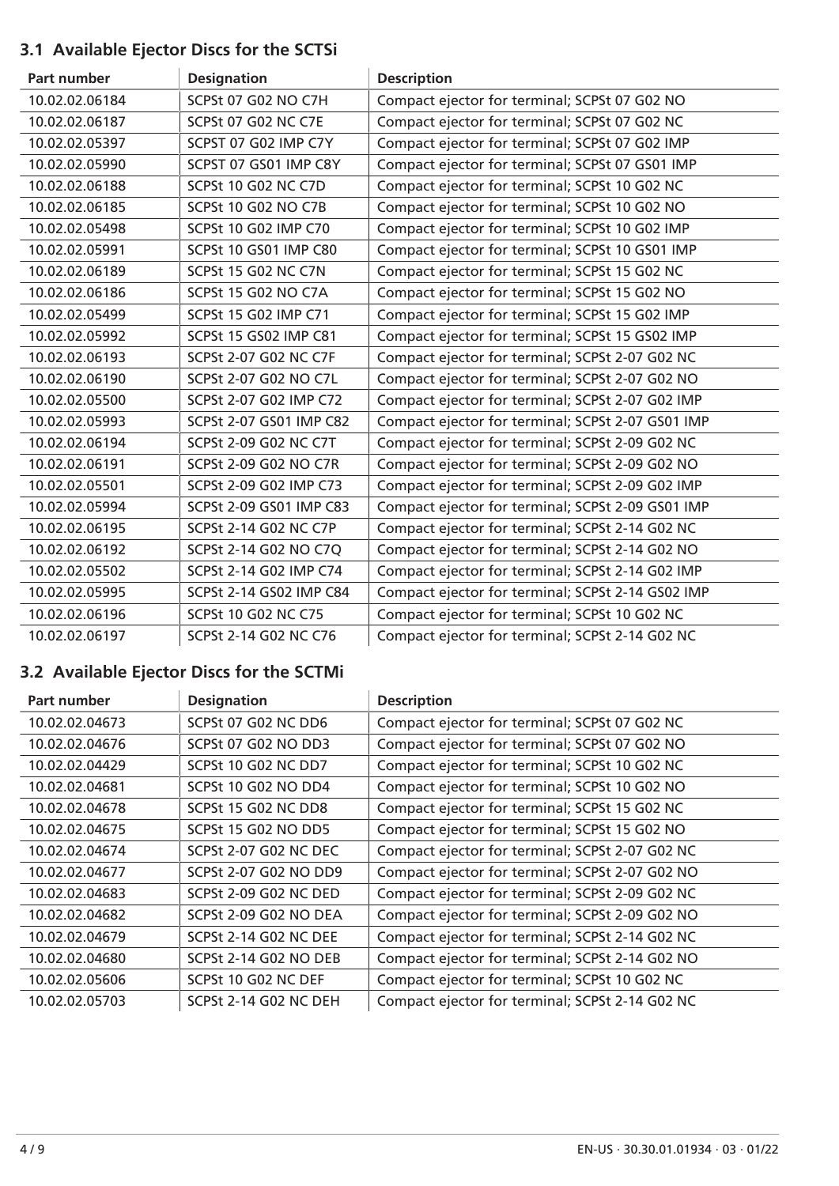## 3.1 Available Ejector Discs for the SCTSi

| Part number | Designation | Description |
|---|---|---|
| 10.02.02.06184 | SCPSt 07 G02 NO C7H | Compact ejector for terminal; SCPSt 07 G02 NO |
| 10.02.02.06187 | SCPSt 07 G02 NC C7E | Compact ejector for terminal; SCPSt 07 G02 NC |
| 10.02.02.05397 | SCPST 07 G02 IMP C7Y | Compact ejector for terminal; SCPSt 07 G02 IMP |
| 10.02.02.05990 | SCPST 07 GS01 IMP C8Y | Compact ejector for terminal; SCPSt 07 GS01 IMP |
| 10.02.02.06188 | SCPSt 10 G02 NC C7D | Compact ejector for terminal; SCPSt 10 G02 NC |
| 10.02.02.06185 | SCPSt 10 G02 NO C7B | Compact ejector for terminal; SCPSt 10 G02 NO |
| 10.02.02.05498 | SCPSt 10 G02 IMP C70 | Compact ejector for terminal; SCPSt 10 G02 IMP |
| 10.02.02.05991 | SCPSt 10 GS01 IMP C80 | Compact ejector for terminal; SCPSt 10 GS01 IMP |
| 10.02.02.06189 | SCPSt 15 G02 NC C7N | Compact ejector for terminal; SCPSt 15 G02 NC |
| 10.02.02.06186 | SCPSt 15 G02 NO C7A | Compact ejector for terminal; SCPSt 15 G02 NO |
| 10.02.02.05499 | SCPSt 15 G02 IMP C71 | Compact ejector for terminal; SCPSt 15 G02 IMP |
| 10.02.02.05992 | SCPSt 15 GS02 IMP C81 | Compact ejector for terminal; SCPSt 15 GS02 IMP |
| 10.02.02.06193 | SCPSt 2-07 G02 NC C7F | Compact ejector for terminal; SCPSt 2-07 G02 NC |
| 10.02.02.06190 | SCPSt 2-07 G02 NO C7L | Compact ejector for terminal; SCPSt 2-07 G02 NO |
| 10.02.02.05500 | SCPSt 2-07 G02 IMP C72 | Compact ejector for terminal; SCPSt 2-07 G02 IMP |
| 10.02.02.05993 | SCPSt 2-07 GS01 IMP C82 | Compact ejector for terminal; SCPSt 2-07 GS01 IMP |
| 10.02.02.06194 | SCPSt 2-09 G02 NC C7T | Compact ejector for terminal; SCPSt 2-09 G02 NC |
| 10.02.02.06191 | SCPSt 2-09 G02 NO C7R | Compact ejector for terminal; SCPSt 2-09 G02 NO |
| 10.02.02.05501 | SCPSt 2-09 G02 IMP C73 | Compact ejector for terminal; SCPSt 2-09 G02 IMP |
| 10.02.02.05994 | SCPSt 2-09 GS01 IMP C83 | Compact ejector for terminal; SCPSt 2-09 GS01 IMP |
| 10.02.02.06195 | SCPSt 2-14 G02 NC C7P | Compact ejector for terminal; SCPSt 2-14 G02 NC |
| 10.02.02.06192 | SCPSt 2-14 G02 NO C7Q | Compact ejector for terminal; SCPSt 2-14 G02 NO |
| 10.02.02.05502 | SCPSt 2-14 G02 IMP C74 | Compact ejector for terminal; SCPSt 2-14 G02 IMP |
| 10.02.02.05995 | SCPSt 2-14 GS02 IMP C84 | Compact ejector for terminal; SCPSt 2-14 GS02 IMP |
| 10.02.02.06196 | SCPSt 10 G02 NC C75 | Compact ejector for terminal; SCPSt 10 G02 NC |
| 10.02.02.06197 | SCPSt 2-14 G02 NC C76 | Compact ejector for terminal; SCPSt 2-14 G02 NC |

## 3.2 Available Ejector Discs for the SCTMi

| Part number | Designation | Description |
|---|---|---|
| 10.02.02.04673 | SCPSt 07 G02 NC DD6 | Compact ejector for terminal; SCPSt 07 G02 NC |
| 10.02.02.04676 | SCPSt 07 G02 NO DD3 | Compact ejector for terminal; SCPSt 07 G02 NO |
| 10.02.02.04429 | SCPSt 10 G02 NC DD7 | Compact ejector for terminal; SCPSt 10 G02 NC |
| 10.02.02.04681 | SCPSt 10 G02 NO DD4 | Compact ejector for terminal; SCPSt 10 G02 NO |
| 10.02.02.04678 | SCPSt 15 G02 NC DD8 | Compact ejector for terminal; SCPSt 15 G02 NC |
| 10.02.02.04675 | SCPSt 15 G02 NO DD5 | Compact ejector for terminal; SCPSt 15 G02 NO |
| 10.02.02.04674 | SCPSt 2-07 G02 NC DEC | Compact ejector for terminal; SCPSt 2-07 G02 NC |
| 10.02.02.04677 | SCPSt 2-07 G02 NO DD9 | Compact ejector for terminal; SCPSt 2-07 G02 NO |
| 10.02.02.04683 | SCPSt 2-09 G02 NC DED | Compact ejector for terminal; SCPSt 2-09 G02 NC |
| 10.02.02.04682 | SCPSt 2-09 G02 NO DEA | Compact ejector for terminal; SCPSt 2-09 G02 NO |
| 10.02.02.04679 | SCPSt 2-14 G02 NC DEE | Compact ejector for terminal; SCPSt 2-14 G02 NC |
| 10.02.02.04680 | SCPSt 2-14 G02 NO DEB | Compact ejector for terminal; SCPSt 2-14 G02 NO |
| 10.02.02.05606 | SCPSt 10 G02 NC DEF | Compact ejector for terminal; SCPSt 10 G02 NC |
| 10.02.02.05703 | SCPSt 2-14 G02 NC DEH | Compact ejector for terminal; SCPSt 2-14 G02 NC |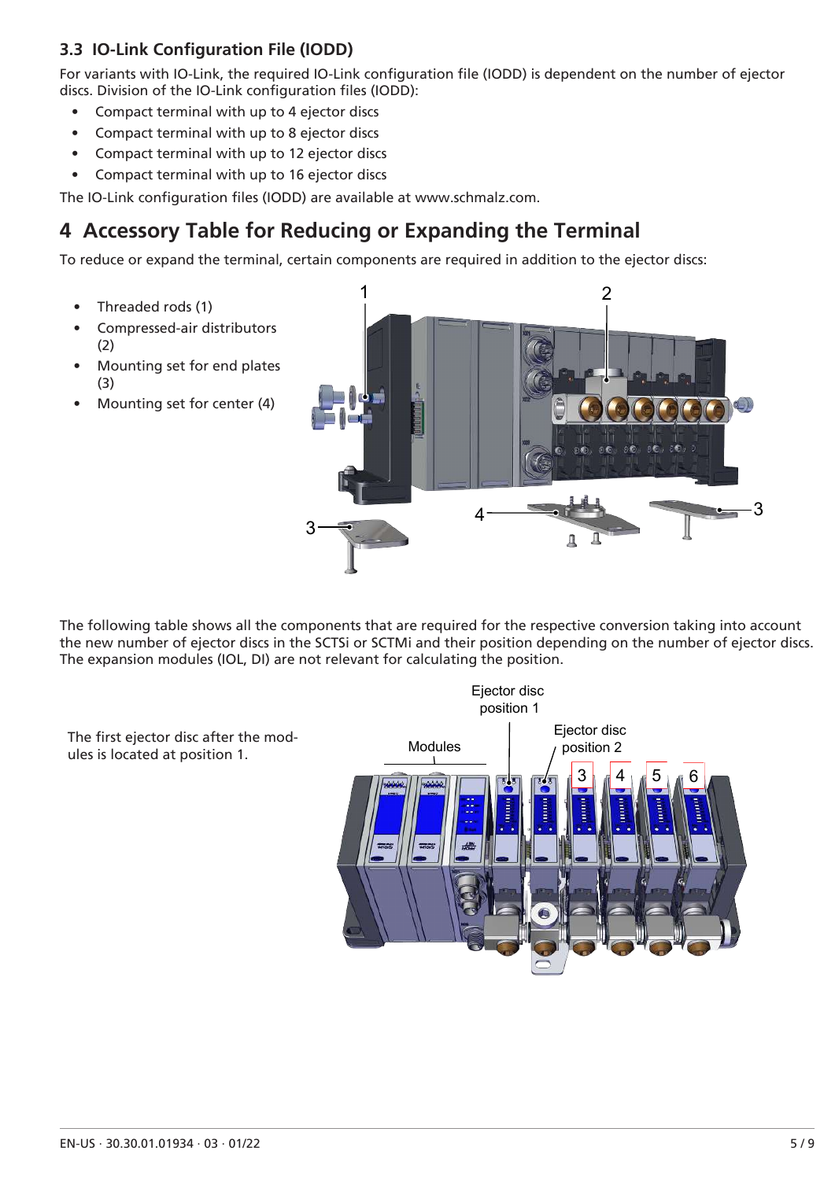### 3.3 IO-Link Configuration File (IODD)

For variants with IO-Link, the required IO-Link configuration file (IODD) is dependent on the number of ejector discs. Division of the IO-Link configuration files (IODD):

- Compact terminal with up to 4 ejector discs
- Compact terminal with up to 8 ejector discs
- Compact terminal with up to 12 ejector discs
- Compact terminal with up to 16 ejector discs

The IO-Link configuration files (IODD) are available at www.schmalz.com.

# 4 Accessory Table for Reducing or Expanding the Terminal

To reduce or expand the terminal, certain components are required in addition to the ejector discs:

- Threaded rods (1)
- Compressed-air distributors (2)
- Mounting set for end plates (3)
- Mounting set for center (4)

The following table shows all the components that are required for the respective conversion taking into account the new number of ejector discs in the SCTSi or SCTMi and their position depending on the number of ejector discs. The expansion modules (IOL, DI) are not relevant for calculating the position.

The first ejector disc after the modules is located at position 1.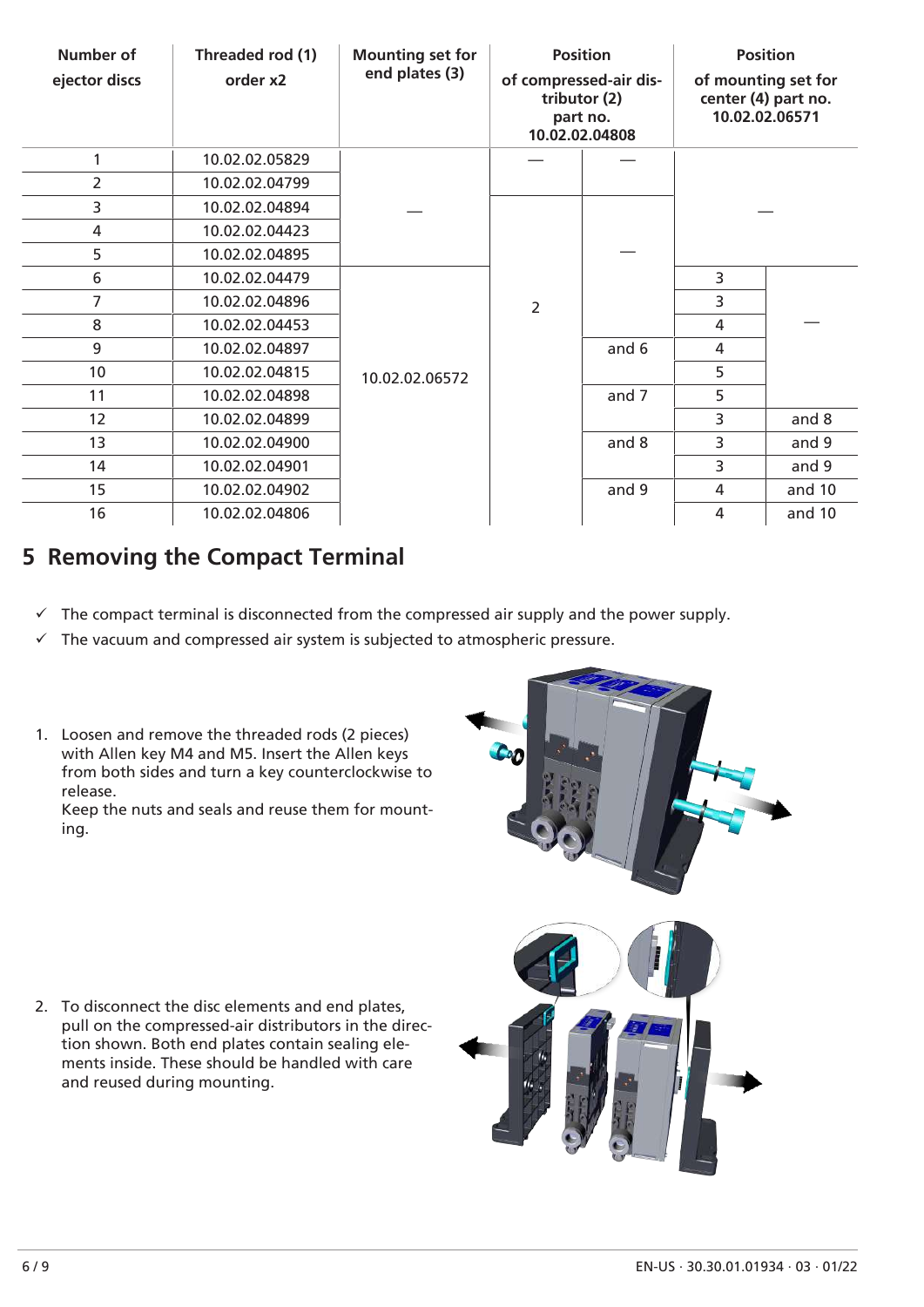| Number of ejector discs | Threaded rod (1) order x2 | Mounting set for end plates (3) | Position of compressed-air distributor (2) part no. 10.02.02.04808 | | Position of mounting set for center (4) part no. 10.02.02.06571 | |
|---|---|---|---|---|---|---|
| 1 | 10.02.02.05829 | — | — | — | — | |
| 2 | 10.02.02.04799 | — | — | — | — | |
| 3 | 10.02.02.04894 | — | 2 | — | — | |
| 4 | 10.02.02.04423 | — | 2 | — | — | |
| 5 | 10.02.02.04895 | — | 2 | — | — | |
| 6 | 10.02.02.04479 | 10.02.02.06572 | 2 | — | 3 | — |
| 7 | 10.02.02.04896 | 10.02.02.06572 | 2 | — | 3 | — |
| 8 | 10.02.02.04453 | 10.02.02.06572 | 2 | — | 4 | — |
| 9 | 10.02.02.04897 | 10.02.02.06572 | 2 | and 6 | 4 | — |
| 10 | 10.02.02.04815 | 10.02.02.06572 | 2 | and 6 | 5 | — |
| 11 | 10.02.02.04898 | 10.02.02.06572 | 2 | and 7 | 5 | — |
| 12 | 10.02.02.04899 | 10.02.02.06572 | 2 | and 7 | 3 | and 8 |
| 13 | 10.02.02.04900 | 10.02.02.06572 | 2 | and 8 | 3 | and 9 |
| 14 | 10.02.02.04901 | 10.02.02.06572 | 2 | and 8 | 3 | and 9 |
| 15 | 10.02.02.04902 | 10.02.02.06572 | 2 | and 9 | 4 | and 10 |
| 16 | 10.02.02.04806 | 10.02.02.06572 | 2 | and 9 | 4 | and 10 |

# 5 Removing the Compact Terminal

✓ The compact terminal is disconnected from the compressed air supply and the power supply.

✓ The vacuum and compressed air system is subjected to atmospheric pressure.

1. Loosen and remove the threaded rods (2 pieces) with Allen key M4 and M5. Insert the Allen keys from both sides and turn a key counterclockwise to release.
   Keep the nuts and seals and reuse them for mounting.

2. To disconnect the disc elements and end plates, pull on the compressed-air distributors in the direction shown. Both end plates contain sealing elements inside. These should be handled with care and reused during mounting.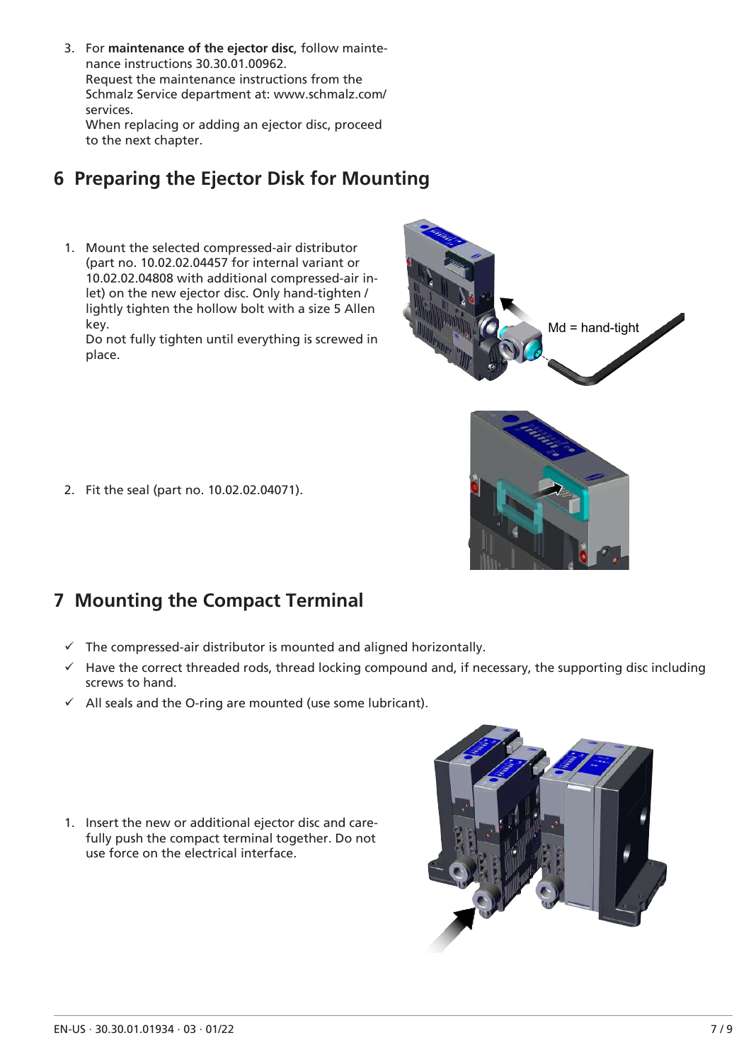3. For **maintenance of the ejector disc**, follow maintenance instructions 30.30.01.00962.
   Request the maintenance instructions from the Schmalz Service department at: www.schmalz.com/services.
   When replacing or adding an ejector disc, proceed to the next chapter.

## 6 Preparing the Ejector Disk for Mounting

1. Mount the selected compressed-air distributor (part no. 10.02.02.04457 for internal variant or 10.02.02.04808 with additional compressed-air inlet) on the new ejector disc. Only hand-tighten / lightly tighten the hollow bolt with a size 5 Allen key.
   Do not fully tighten until everything is screwed in place.

Md = hand-tight

2. Fit the seal (part no. 10.02.02.04071).

## 7 Mounting the Compact Terminal

✓ The compressed-air distributor is mounted and aligned horizontally.

✓ Have the correct threaded rods, thread locking compound and, if necessary, the supporting disc including screws to hand.

✓ All seals and the O-ring are mounted (use some lubricant).

1. Insert the new or additional ejector disc and carefully push the compact terminal together. Do not use force on the electrical interface.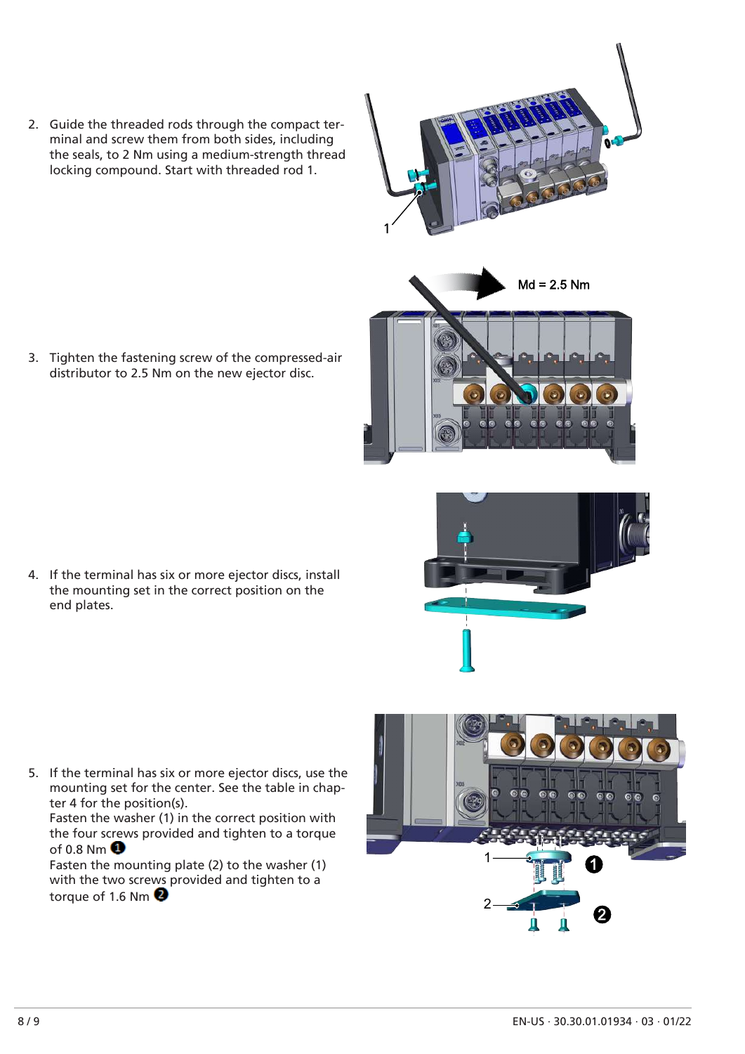2. Guide the threaded rods through the compact terminal and screw them from both sides, including the seals, to 2 Nm using a medium-strength thread locking compound. Start with threaded rod 1.

3. Tighten the fastening screw of the compressed-air distributor to 2.5 Nm on the new ejector disc.

4. If the terminal has six or more ejector discs, install the mounting set in the correct position on the end plates.

5. If the terminal has six or more ejector discs, use the mounting set for the center. See the table in chapter 4 for the position(s).
   Fasten the washer (1) in the correct position with the four screws provided and tighten to a torque of 0.8 Nm ❶
   Fasten the mounting plate (2) to the washer (1) with the two screws provided and tighten to a torque of 1.6 Nm ❷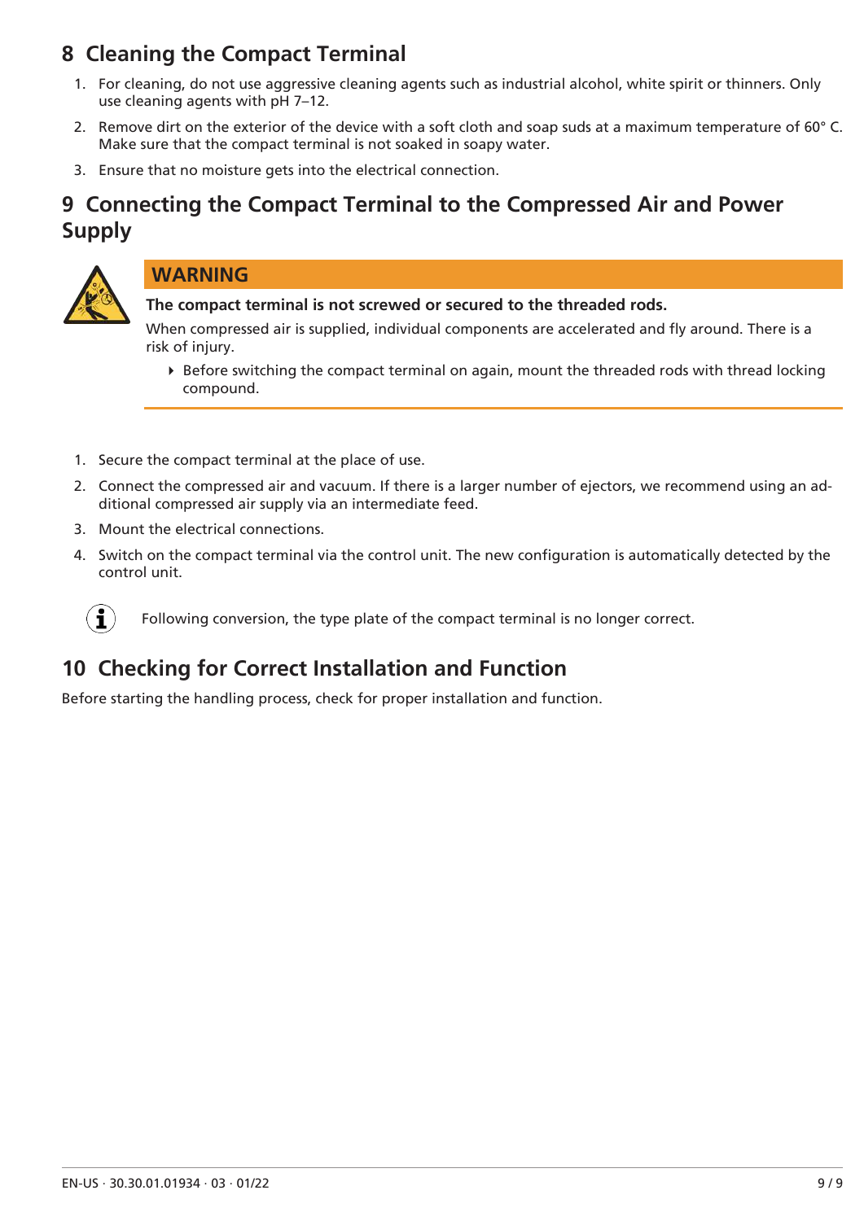## 8 Cleaning the Compact Terminal

1. For cleaning, do not use aggressive cleaning agents such as industrial alcohol, white spirit or thinners. Only use cleaning agents with pH 7–12.
2. Remove dirt on the exterior of the device with a soft cloth and soap suds at a maximum temperature of 60° C. Make sure that the compact terminal is not soaked in soapy water.
3. Ensure that no moisture gets into the electrical connection.

## 9 Connecting the Compact Terminal to the Compressed Air and Power Supply

**WARNING**

**The compact terminal is not screwed or secured to the threaded rods.**

When compressed air is supplied, individual components are accelerated and fly around. There is a risk of injury.

- Before switching the compact terminal on again, mount the threaded rods with thread locking compound.

1. Secure the compact terminal at the place of use.
2. Connect the compressed air and vacuum. If there is a larger number of ejectors, we recommend using an additional compressed air supply via an intermediate feed.
3. Mount the electrical connections.
4. Switch on the compact terminal via the control unit. The new configuration is automatically detected by the control unit.

Following conversion, the type plate of the compact terminal is no longer correct.

## 10 Checking for Correct Installation and Function

Before starting the handling process, check for proper installation and function.